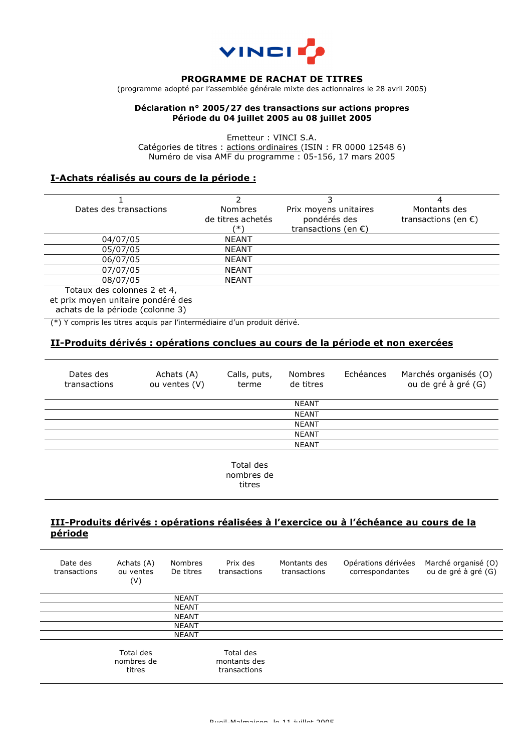VINCI

**PROGRAMME DE RACHAT DE TITRES**
(programme adopté par l'assemblée générale mixte des actionnaires le 28 avril 2005)

**Déclaration n° 2005/27 des transactions sur actions propres**
**Période du 04 juillet 2005 au 08 juillet 2005**

Emetteur : VINCI S.A.
Catégories de titres : actions ordinaires (ISIN : FR 0000 12548 6)
Numéro de visa AMF du programme : 05-156, 17 mars 2005

## I-Achats réalisés au cours de la période :

| 1<br>Dates des transactions | 2<br>Nombres de titres achetés (*) | 3<br>Prix moyens unitaires pondérés des transactions (en €) | 4<br>Montants des transactions (en €) |
|---|---|---|---|
| 04/07/05 | NEANT | | |
| 05/07/05 | NEANT | | |
| 06/07/05 | NEANT | | |
| 07/07/05 | NEANT | | |
| 08/07/05 | NEANT | | |
| Totaux des colonnes 2 et 4, et prix moyen unitaire pondéré des achats de la période (colonne 3) | | | |

(*) Y compris les titres acquis par l'intermédiaire d'un produit dérivé.

## II-Produits dérivés : opérations conclues au cours de la période et non exercées

| Dates des transactions | Achats (A) ou ventes (V) | Calls, puts, terme | Nombres de titres | Echéances | Marchés organisés (O) ou de gré à gré (G) |
|---|---|---|---|---|---|
| | | | NEANT | | |
| | | | NEANT | | |
| | | | NEANT | | |
| | | | NEANT | | |
| | | | NEANT | | |
| | | Total des nombres de titres | | | |

## III-Produits dérivés : opérations réalisées à l'exercice ou à l'échéance au cours de la période

| Date des transactions | Achats (A) ou ventes (V) | Nombres De titres | Prix des transactions | Montants des transactions | Opérations dérivées correspondantes | Marché organisé (O) ou de gré à gré (G) |
|---|---|---|---|---|---|---|
| | | NEANT | | | | |
| | | NEANT | | | | |
| | | NEANT | | | | |
| | | NEANT | | | | |
| | | NEANT | | | | |
| | Total des nombres de titres | | Total des montants des transactions | | | |

Rueil-Malmaison, le 11 juillet 2005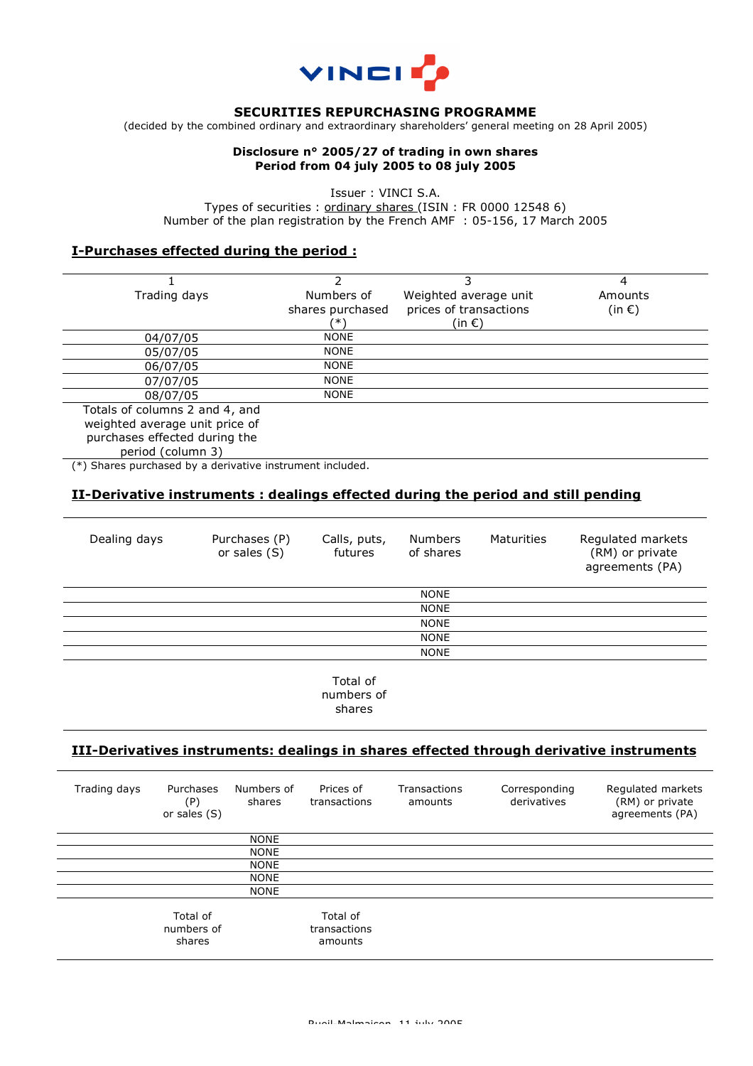## SECURITIES REPURCHASING PROGRAMME

(decided by the combined ordinary and extraordinary shareholders' general meeting on 28 April 2005)

**Disclosure n° 2005/27 of trading in own shares**
**Period from 04 july 2005 to 08 july 2005**

Issuer : VINCI S.A.
Types of securities : ordinary shares (ISIN : FR 0000 12548 6)
Number of the plan registration by the French AMF : 05-156, 17 March 2005

### I-Purchases effected during the period :

| 1<br>Trading days | 2<br>Numbers of shares purchased (*) | 3<br>Weighted average unit prices of transactions (in €) | 4<br>Amounts (in €) |
|---|---|---|---|
| 04/07/05 | NONE | | |
| 05/07/05 | NONE | | |
| 06/07/05 | NONE | | |
| 07/07/05 | NONE | | |
| 08/07/05 | NONE | | |
| Totals of columns 2 and 4, and weighted average unit price of purchases effected during the period (column 3) | | | |

(*) Shares purchased by a derivative instrument included.

### II-Derivative instruments : dealings effected during the period and still pending

| Dealing days | Purchases (P) or sales (S) | Calls, puts, futures | Numbers of shares | Maturities | Regulated markets (RM) or private agreements (PA) |
|---|---|---|---|---|---|
| | | | NONE | | |
| | | | NONE | | |
| | | | NONE | | |
| | | | NONE | | |
| | | | NONE | | |
| | | Total of numbers of shares | | | |

### III-Derivatives instruments: dealings in shares effected through derivative instruments

| Trading days | Purchases (P) or sales (S) | Numbers of shares | Prices of transactions | Transactions amounts | Corresponding derivatives | Regulated markets (RM) or private agreements (PA) |
|---|---|---|---|---|---|---|
| | | NONE | | | | |
| | | NONE | | | | |
| | | NONE | | | | |
| | | NONE | | | | |
| | | NONE | | | | |
| | Total of numbers of shares | | Total of transactions amounts | | | |

Rueil-Malmaison, 11 july 2005